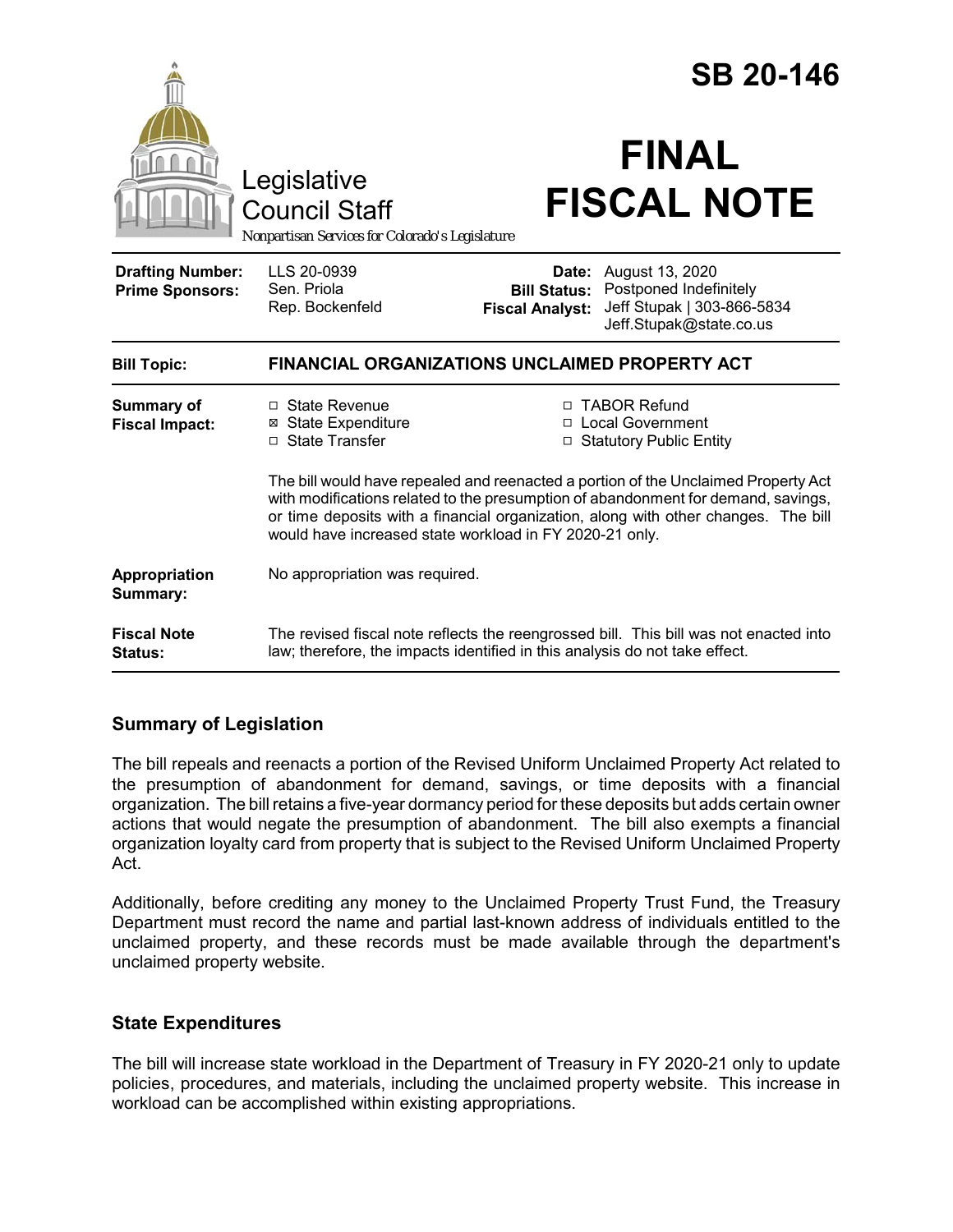# SB 20-146

Legislative Council Staff

*Nonpartisan Services for Colorado's Legislature*

# FINAL FISCAL NOTE

| | | | |
|---|---|---|---|
| **Drafting Number:** | LLS 20-0939 | **Date:** | August 13, 2020 |
| **Prime Sponsors:** | Sen. Priola<br>Rep. Bockenfeld | **Bill Status:** | Postponed Indefinitely |
| | | **Fiscal Analyst:** | Jeff Stupak \| 303-866-5834<br>Jeff.Stupak@state.co.us |

| | |
|---|---|
| **Bill Topic:** | **FINANCIAL ORGANIZATIONS UNCLAIMED PROPERTY ACT** |
| **Summary of Fiscal Impact:** | ☐ State Revenue<br>☒ State Expenditure<br>☐ State Transfer<br>☐ TABOR Refund<br>☐ Local Government<br>☐ Statutory Public Entity<br><br>The bill would have repealed and reenacted a portion of the Unclaimed Property Act with modifications related to the presumption of abandonment for demand, savings, or time deposits with a financial organization, along with other changes. The bill would have increased state workload in FY 2020-21 only. |
| **Appropriation Summary:** | No appropriation was required. |
| **Fiscal Note Status:** | The revised fiscal note reflects the reengrossed bill. This bill was not enacted into law; therefore, the impacts identified in this analysis do not take effect. |

## Summary of Legislation

The bill repeals and reenacts a portion of the Revised Uniform Unclaimed Property Act related to the presumption of abandonment for demand, savings, or time deposits with a financial organization. The bill retains a five-year dormancy period for these deposits but adds certain owner actions that would negate the presumption of abandonment. The bill also exempts a financial organization loyalty card from property that is subject to the Revised Uniform Unclaimed Property Act.

Additionally, before crediting any money to the Unclaimed Property Trust Fund, the Treasury Department must record the name and partial last-known address of individuals entitled to the unclaimed property, and these records must be made available through the department's unclaimed property website.

## State Expenditures

The bill will increase state workload in the Department of Treasury in FY 2020-21 only to update policies, procedures, and materials, including the unclaimed property website. This increase in workload can be accomplished within existing appropriations.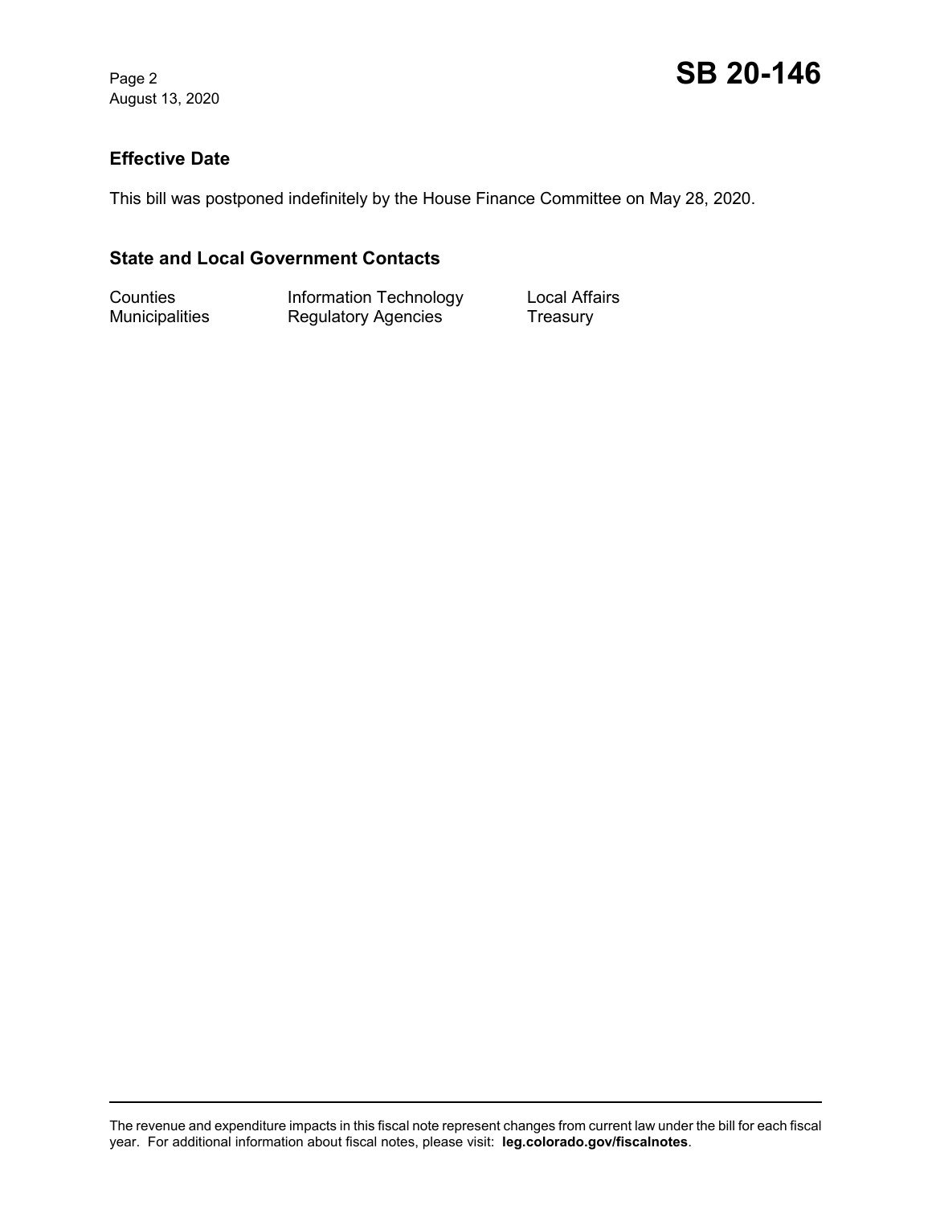## Effective Date

This bill was postponed indefinitely by the House Finance Committee on May 28, 2020.

## State and Local Government Contacts

| | | |
|---|---|---|
| Counties | Information Technology | Local Affairs |
| Municipalities | Regulatory Agencies | Treasury |

The revenue and expenditure impacts in this fiscal note represent changes from current law under the bill for each fiscal year. For additional information about fiscal notes, please visit: **leg.colorado.gov/fiscalnotes**.